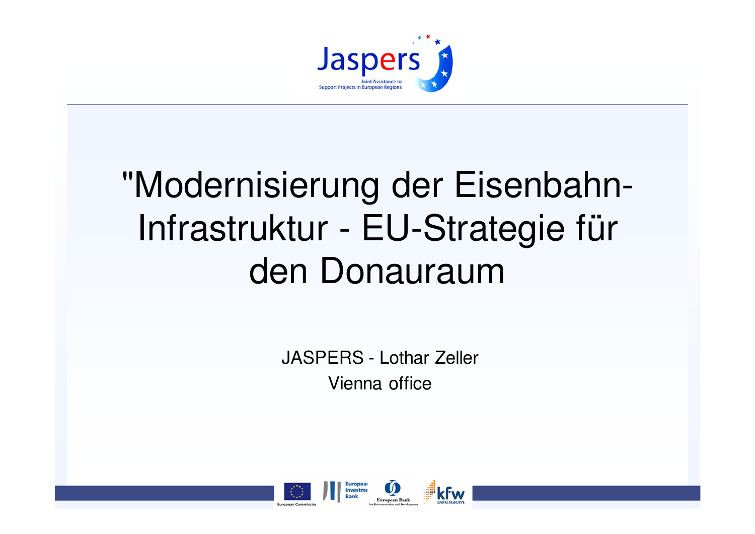# "Modernisierung der Eisenbahn-Infrastruktur - EU-Strategie für den Donauraum

JASPERS - Lothar Zeller

Vienna office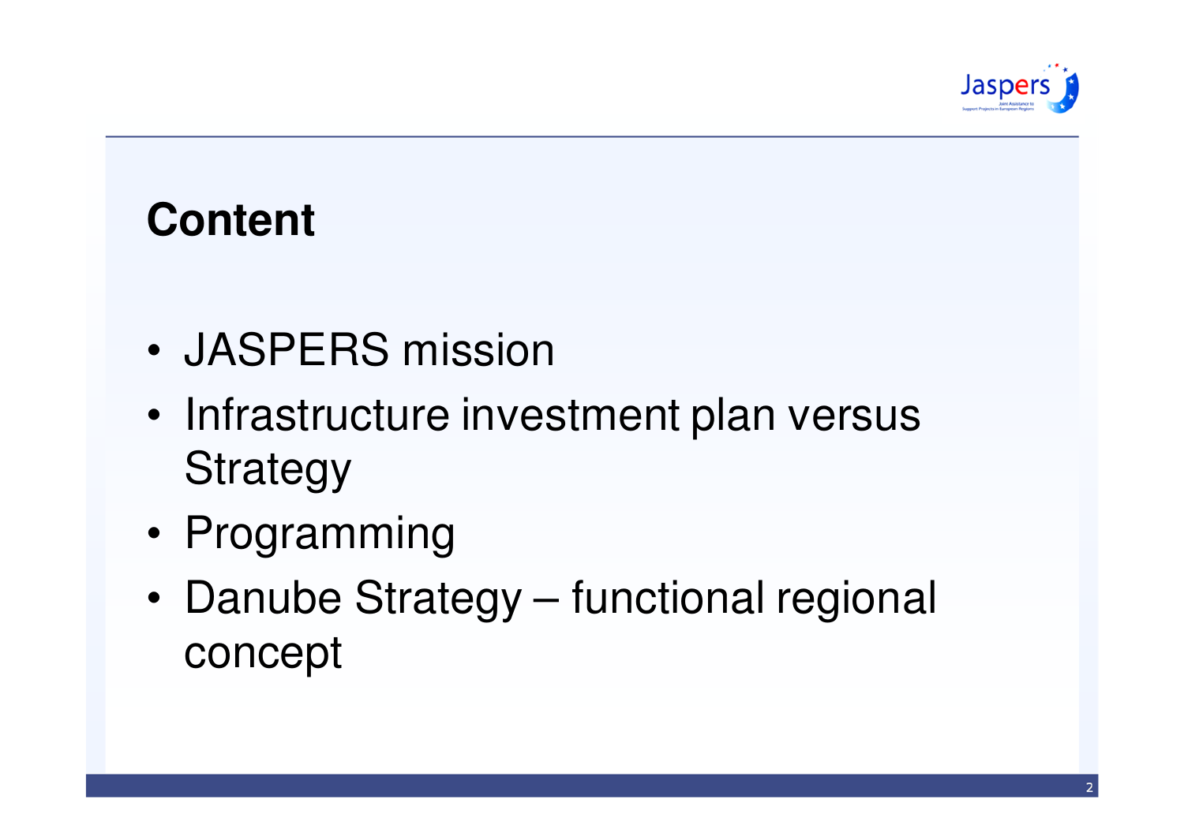# Content

- JASPERS mission
- Infrastructure investment plan versus Strategy
- Programming
- Danube Strategy – functional regional concept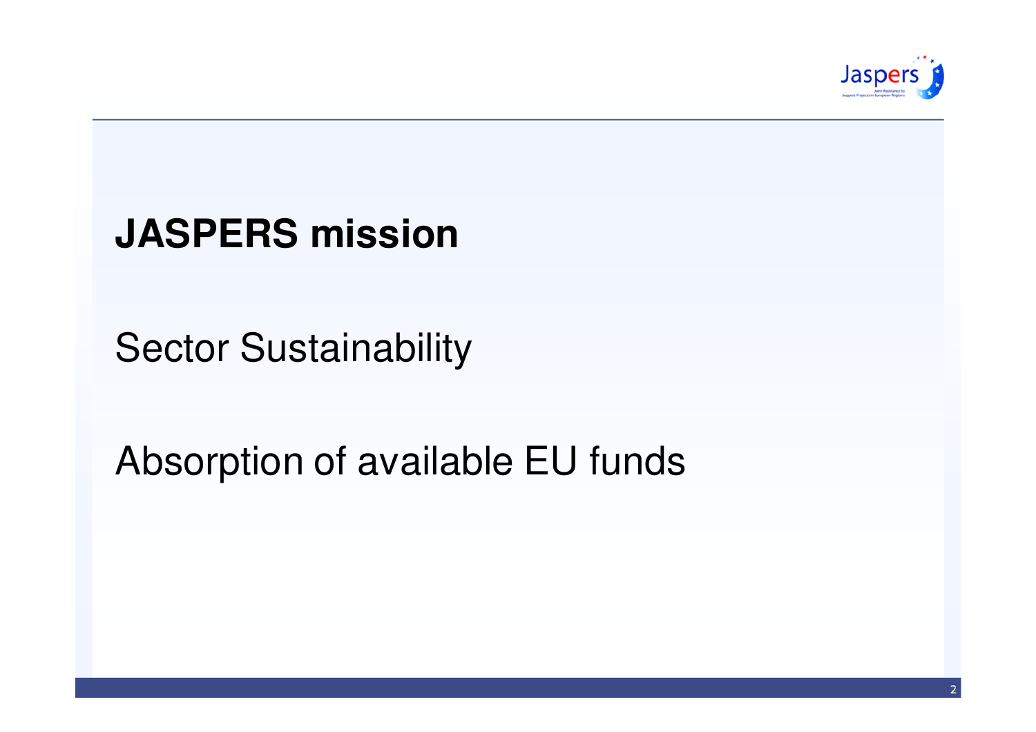# JASPERS mission

Sector Sustainability

Absorption of available EU funds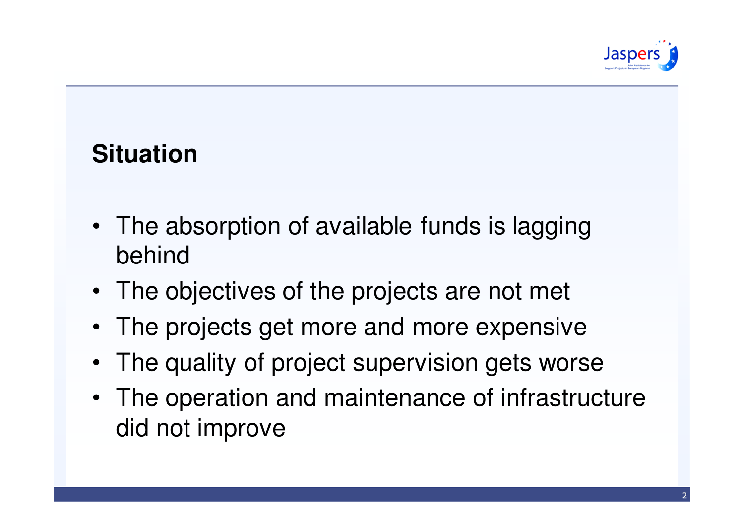## Situation

- The absorption of available funds is lagging behind
- The objectives of the projects are not met
- The projects get more and more expensive
- The quality of project supervision gets worse
- The operation and maintenance of infrastructure did not improve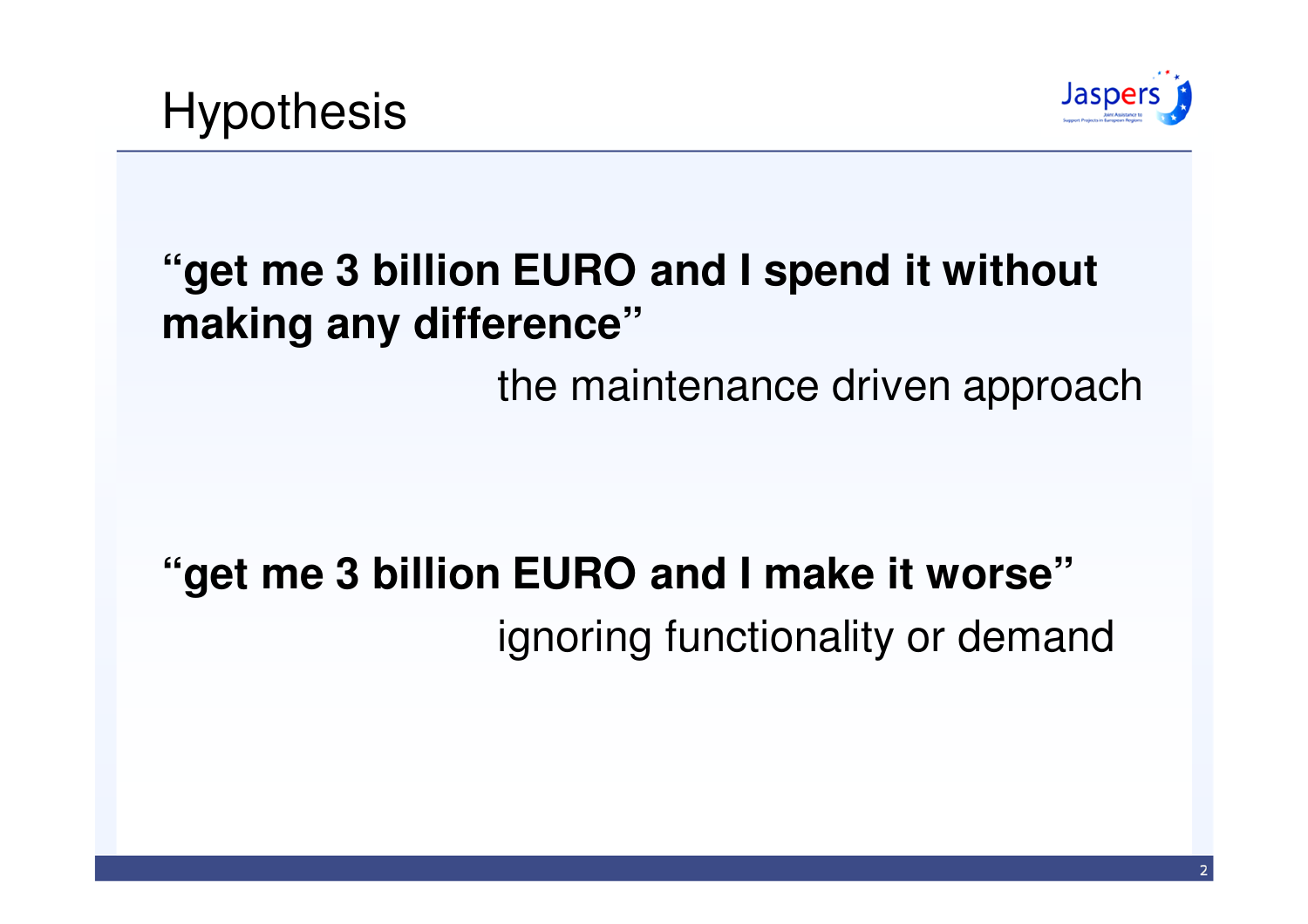# Hypothesis

**“get me 3 billion EURO and I spend it without making any difference”**

the maintenance driven approach

**“get me 3 billion EURO and I make it worse”**

ignoring functionality or demand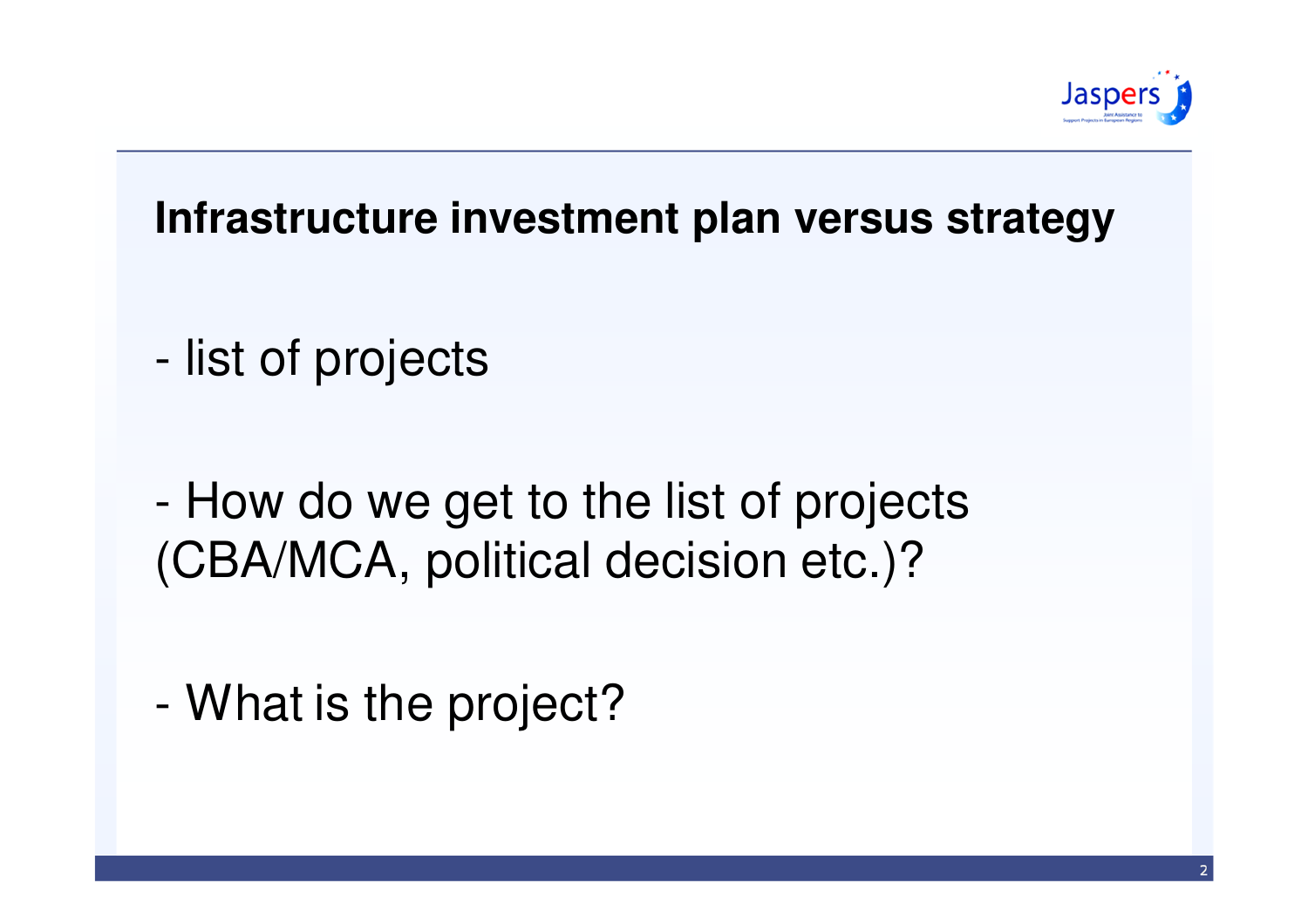## Infrastructure investment plan versus strategy

- list of projects

- How do we get to the list of projects (CBA/MCA, political decision etc.)?

- What is the project?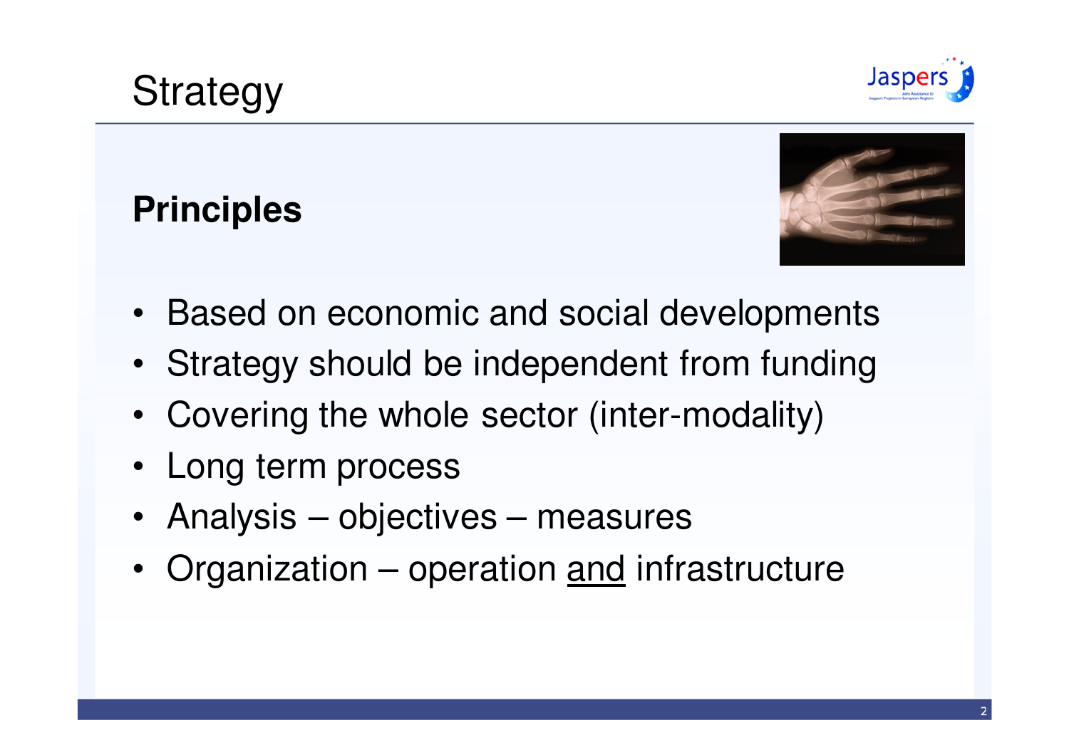# Strategy

## Principles

- Based on economic and social developments
- Strategy should be independent from funding
- Covering the whole sector (inter-modality)
- Long term process
- Analysis – objectives – measures
- Organization – operation <u>and</u> infrastructure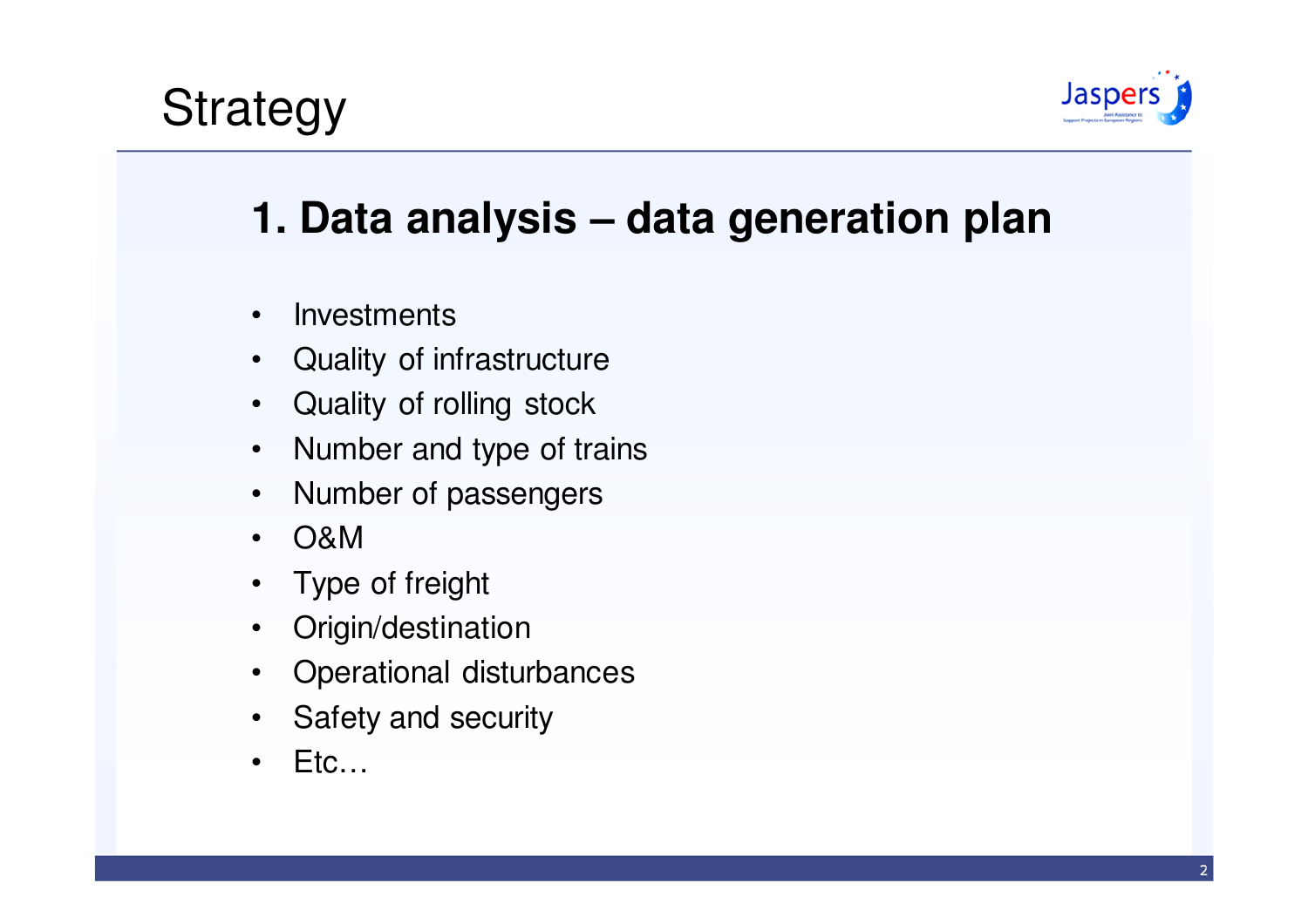# Strategy

## 1. Data analysis – data generation plan

- Investments
- Quality of infrastructure
- Quality of rolling stock
- Number and type of trains
- Number of passengers
- O&M
- Type of freight
- Origin/destination
- Operational disturbances
- Safety and security
- Etc…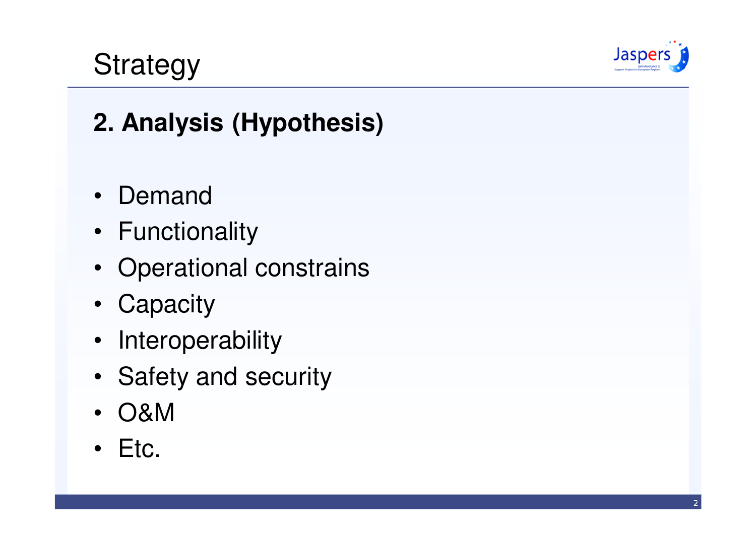# Strategy

## 2. Analysis (Hypothesis)

- Demand
- Functionality
- Operational constrains
- Capacity
- Interoperability
- Safety and security
- O&M
- Etc.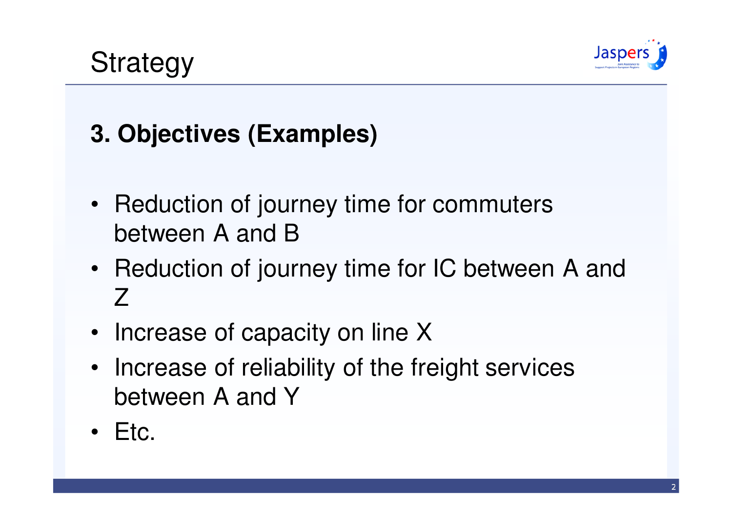# Strategy

## 3. Objectives (Examples)

- Reduction of journey time for commuters between A and B
- Reduction of journey time for IC between A and Z
- Increase of capacity on line X
- Increase of reliability of the freight services between A and Y
- Etc.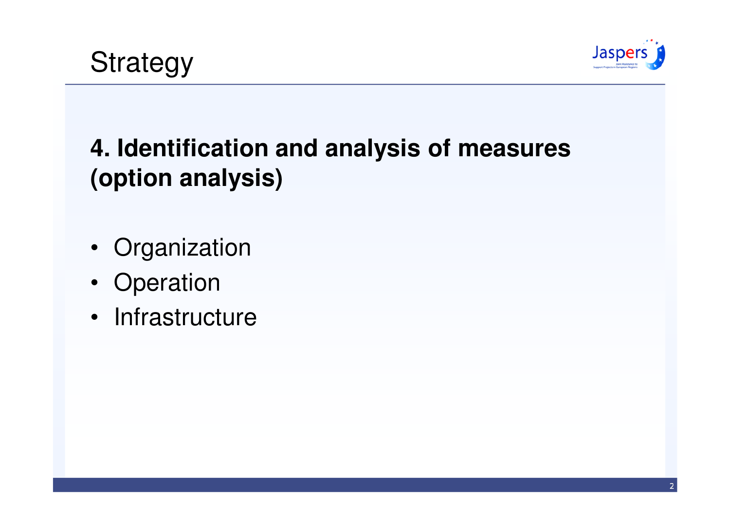# Strategy

## 4. Identification and analysis of measures (option analysis)

- Organization
- Operation
- Infrastructure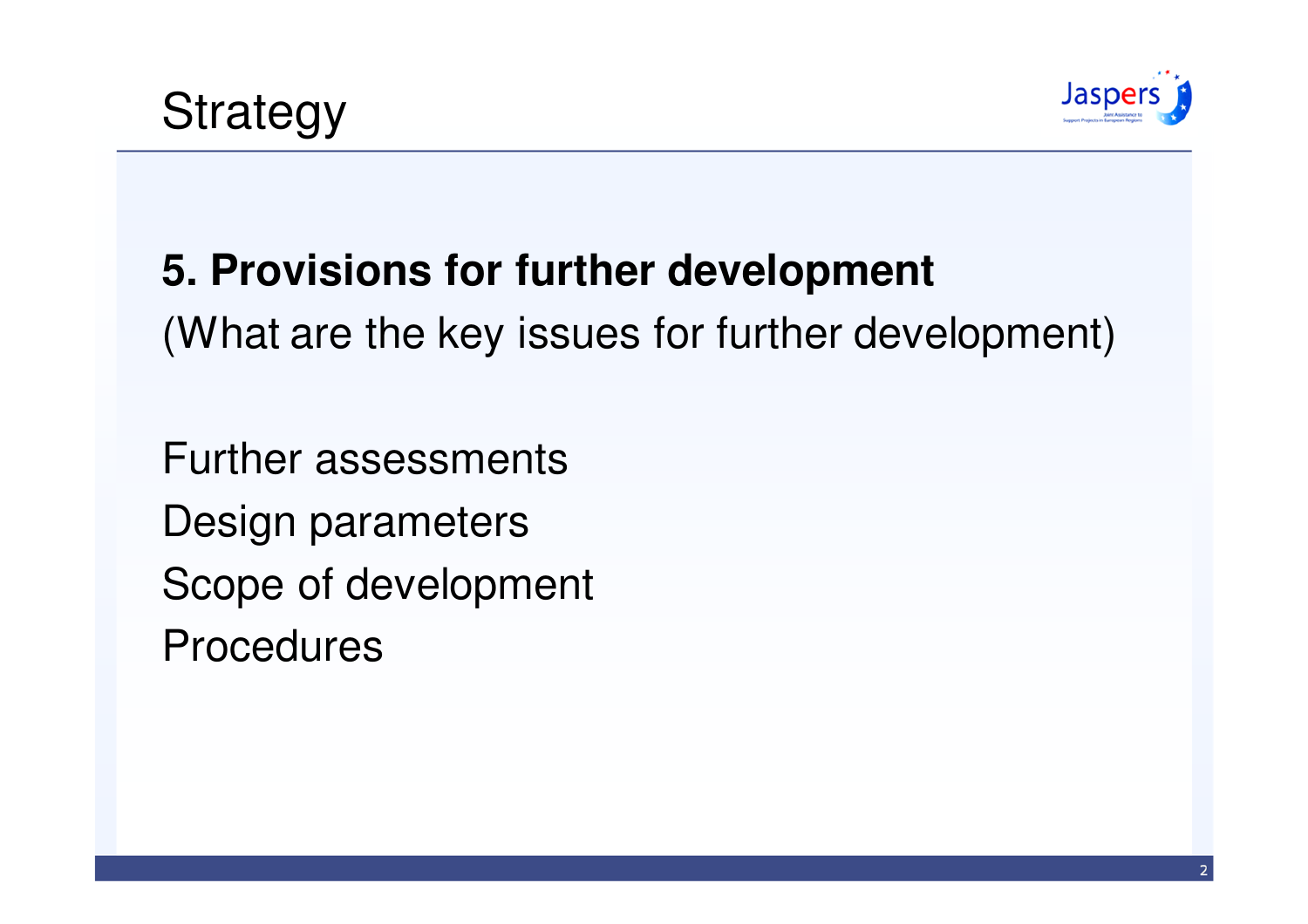# Strategy

**5. Provisions for further development**

(What are the key issues for further development)

Further assessments

Design parameters

Scope of development

Procedures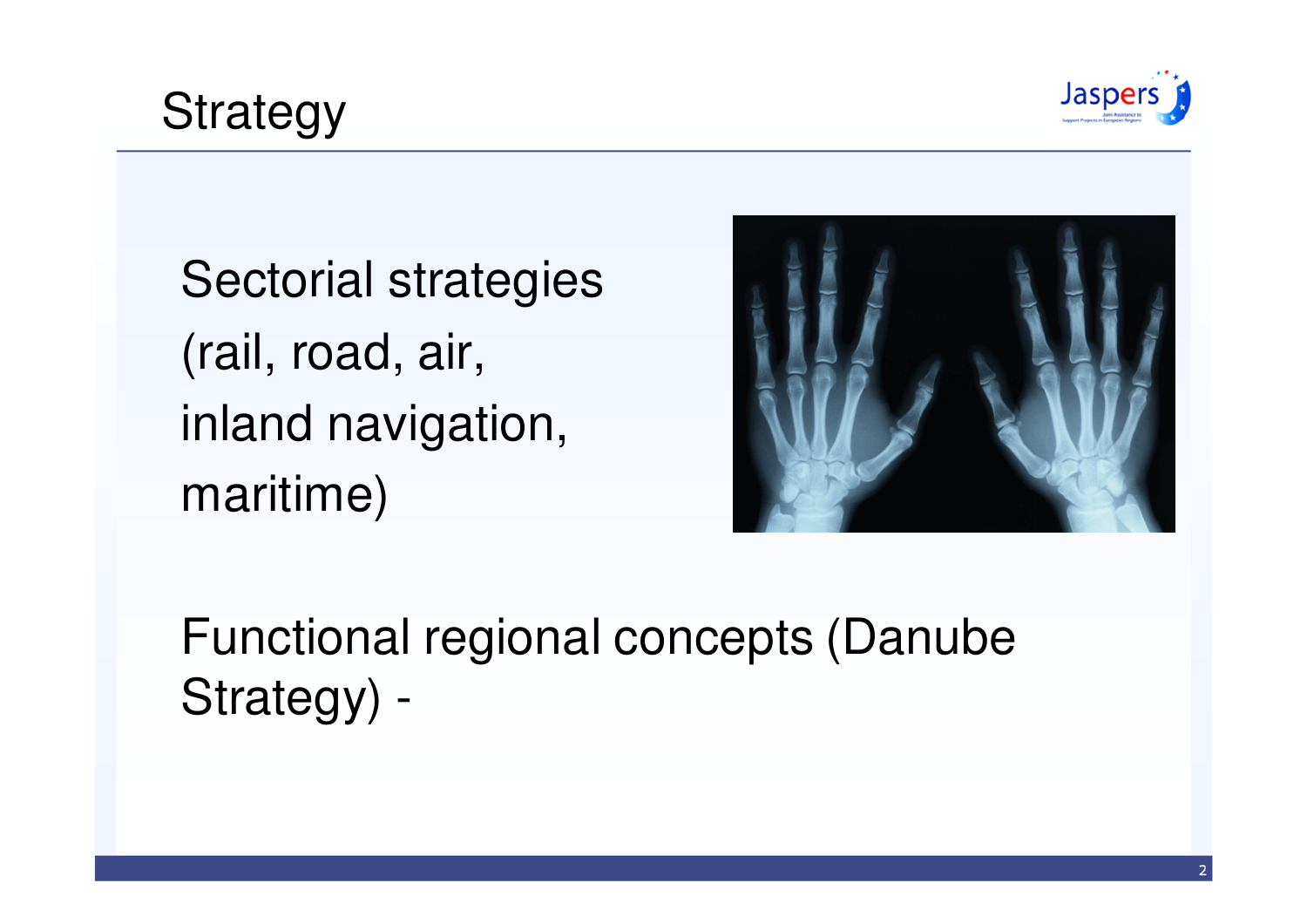# Strategy

Sectorial strategies
(rail, road, air,
inland navigation,
maritime)

Functional regional concepts (Danube Strategy) -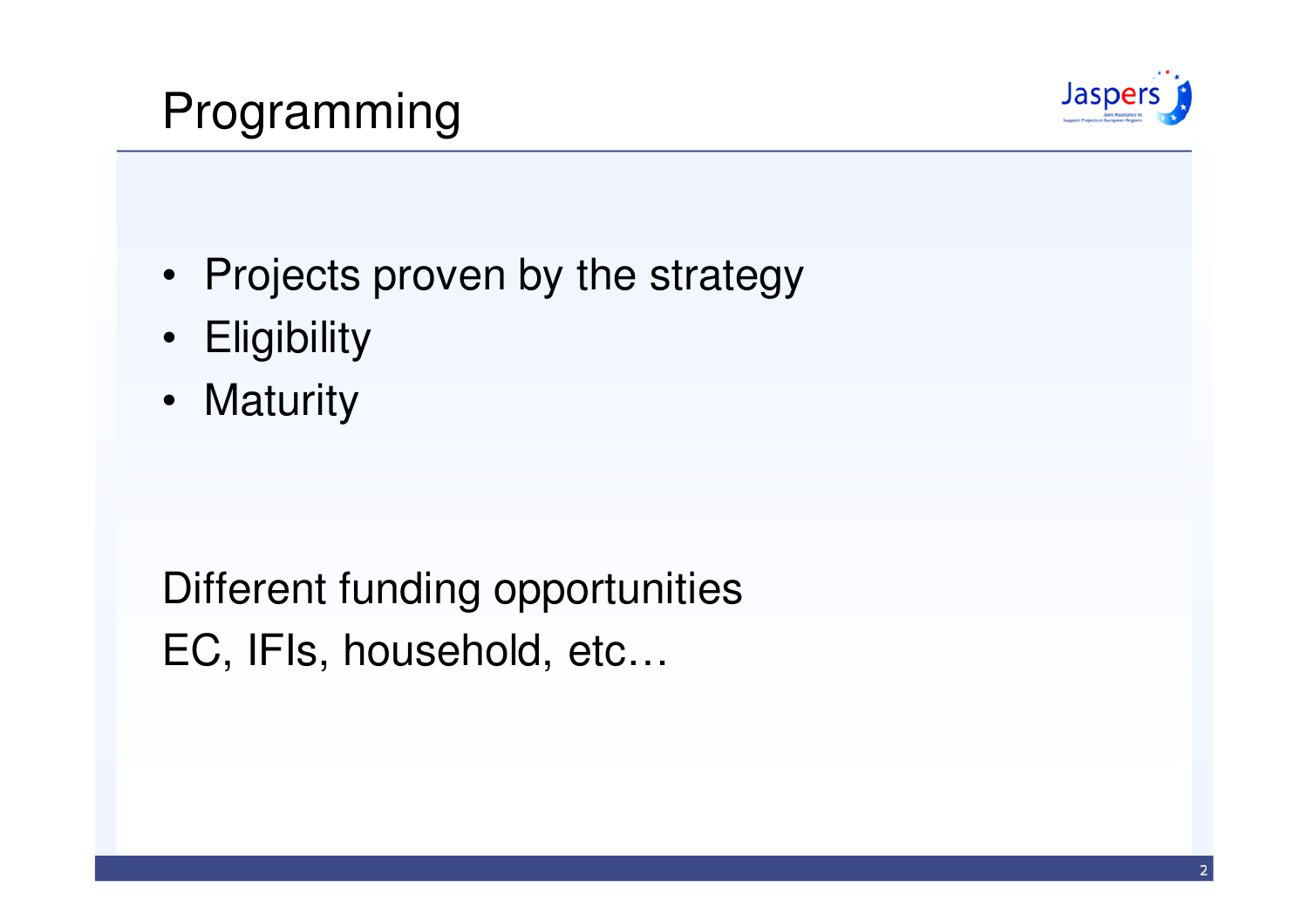# Programming

- Projects proven by the strategy
- Eligibility
- Maturity

Different funding opportunities
EC, IFIs, household, etc…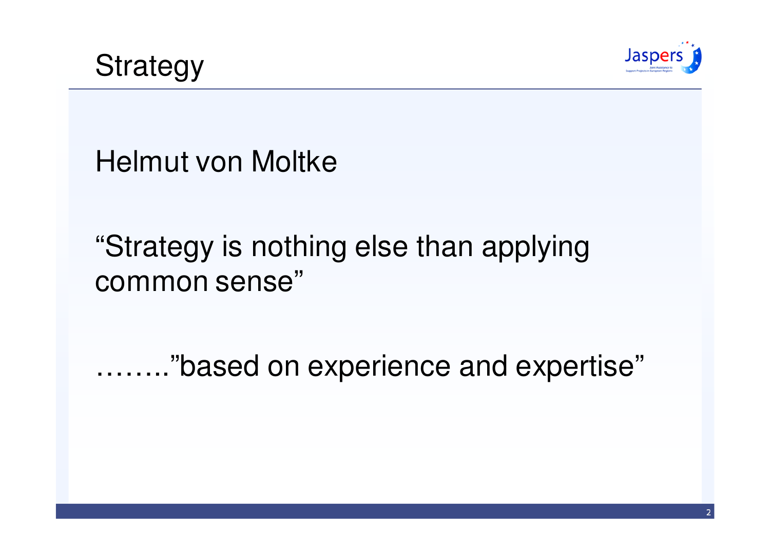# Strategy

Helmut von Moltke

“Strategy is nothing else than applying common sense”

……..”based on experience and expertise”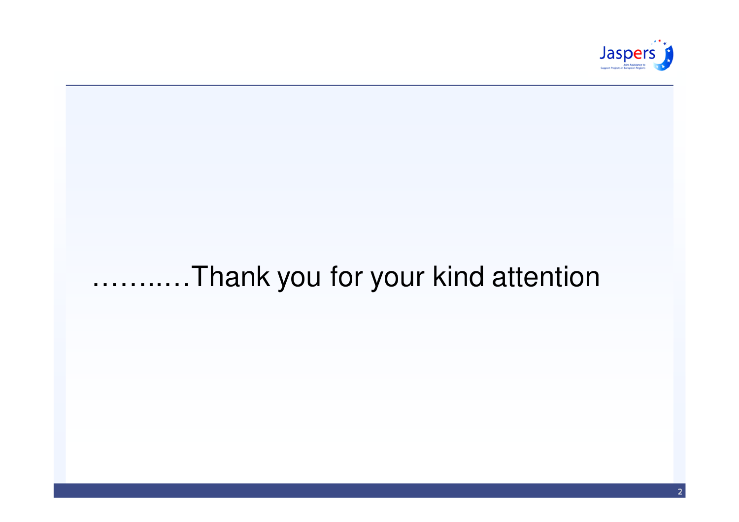……..….Thank you for your kind attention